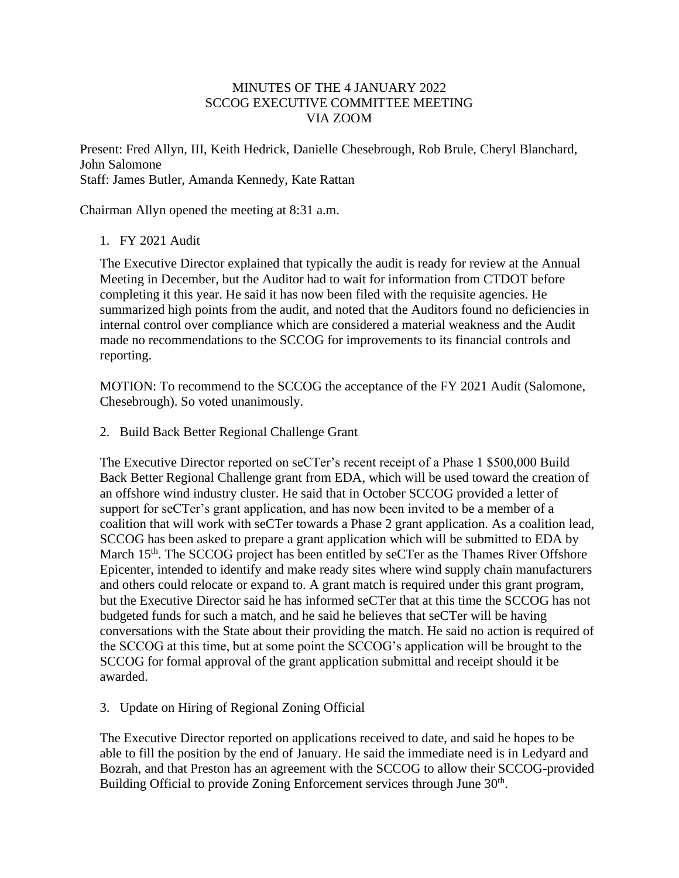# MINUTES OF THE 4 JANUARY 2022
# SCCOG EXECUTIVE COMMITTEE MEETING
# VIA ZOOM

Present: Fred Allyn, III, Keith Hedrick, Danielle Chesebrough, Rob Brule, Cheryl Blanchard, John Salomone
Staff: James Butler, Amanda Kennedy, Kate Rattan

Chairman Allyn opened the meeting at 8:31 a.m.

1. FY 2021 Audit

   The Executive Director explained that typically the audit is ready for review at the Annual Meeting in December, but the Auditor had to wait for information from CTDOT before completing it this year. He said it has now been filed with the requisite agencies. He summarized high points from the audit, and noted that the Auditors found no deficiencies in internal control over compliance which are considered a material weakness and the Audit made no recommendations to the SCCOG for improvements to its financial controls and reporting.

   MOTION: To recommend to the SCCOG the acceptance of the FY 2021 Audit (Salomone, Chesebrough). So voted unanimously.

2. Build Back Better Regional Challenge Grant

   The Executive Director reported on seCTer's recent receipt of a Phase 1 $500,000 Build Back Better Regional Challenge grant from EDA, which will be used toward the creation of an offshore wind industry cluster. He said that in October SCCOG provided a letter of support for seCTer's grant application, and has now been invited to be a member of a coalition that will work with seCTer towards a Phase 2 grant application. As a coalition lead, SCCOG has been asked to prepare a grant application which will be submitted to EDA by March 15th. The SCCOG project has been entitled by seCTer as the Thames River Offshore Epicenter, intended to identify and make ready sites where wind supply chain manufacturers and others could relocate or expand to. A grant match is required under this grant program, but the Executive Director said he has informed seCTer that at this time the SCCOG has not budgeted funds for such a match, and he said he believes that seCTer will be having conversations with the State about their providing the match. He said no action is required of the SCCOG at this time, but at some point the SCCOG's application will be brought to the SCCOG for formal approval of the grant application submittal and receipt should it be awarded.

3. Update on Hiring of Regional Zoning Official

   The Executive Director reported on applications received to date, and said he hopes to be able to fill the position by the end of January. He said the immediate need is in Ledyard and Bozrah, and that Preston has an agreement with the SCCOG to allow their SCCOG-provided Building Official to provide Zoning Enforcement services through June 30th.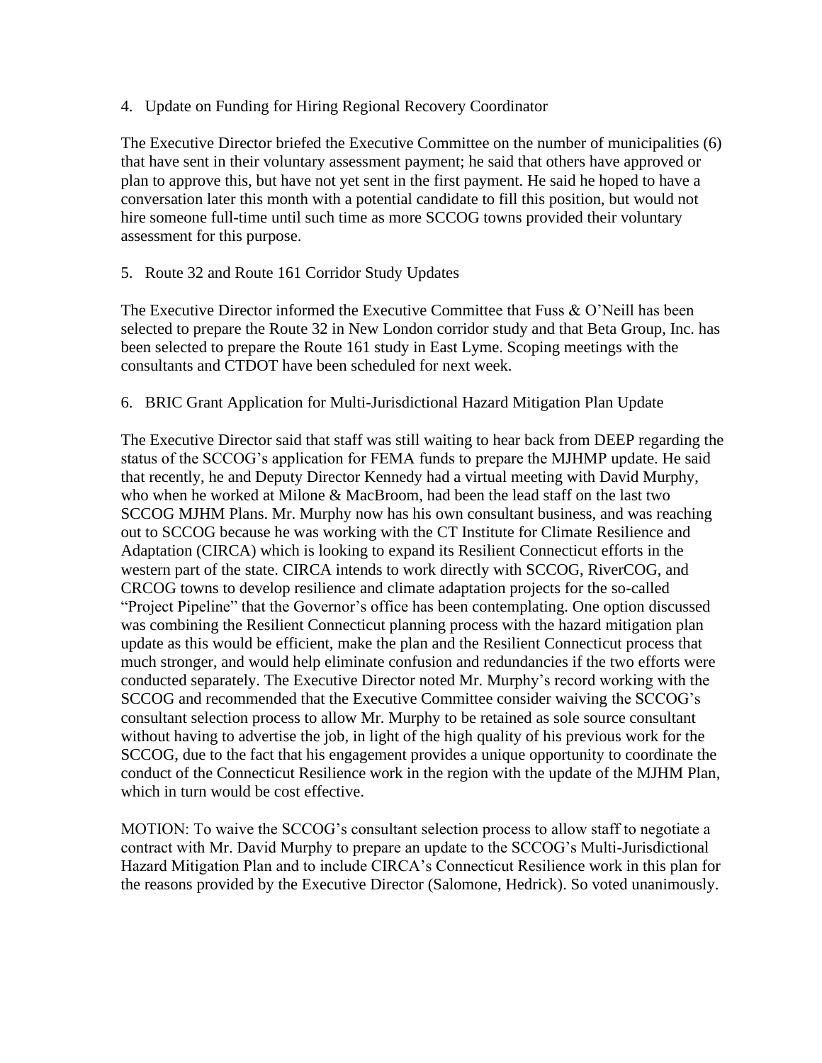4. Update on Funding for Hiring Regional Recovery Coordinator

The Executive Director briefed the Executive Committee on the number of municipalities (6) that have sent in their voluntary assessment payment; he said that others have approved or plan to approve this, but have not yet sent in the first payment. He said he hoped to have a conversation later this month with a potential candidate to fill this position, but would not hire someone full-time until such time as more SCCOG towns provided their voluntary assessment for this purpose.

5. Route 32 and Route 161 Corridor Study Updates

The Executive Director informed the Executive Committee that Fuss & O'Neill has been selected to prepare the Route 32 in New London corridor study and that Beta Group, Inc. has been selected to prepare the Route 161 study in East Lyme. Scoping meetings with the consultants and CTDOT have been scheduled for next week.

6. BRIC Grant Application for Multi-Jurisdictional Hazard Mitigation Plan Update

The Executive Director said that staff was still waiting to hear back from DEEP regarding the status of the SCCOG's application for FEMA funds to prepare the MJHMP update. He said that recently, he and Deputy Director Kennedy had a virtual meeting with David Murphy, who when he worked at Milone & MacBroom, had been the lead staff on the last two SCCOG MJHM Plans. Mr. Murphy now has his own consultant business, and was reaching out to SCCOG because he was working with the CT Institute for Climate Resilience and Adaptation (CIRCA) which is looking to expand its Resilient Connecticut efforts in the western part of the state. CIRCA intends to work directly with SCCOG, RiverCOG, and CRCOG towns to develop resilience and climate adaptation projects for the so-called "Project Pipeline" that the Governor's office has been contemplating. One option discussed was combining the Resilient Connecticut planning process with the hazard mitigation plan update as this would be efficient, make the plan and the Resilient Connecticut process that much stronger, and would help eliminate confusion and redundancies if the two efforts were conducted separately. The Executive Director noted Mr. Murphy's record working with the SCCOG and recommended that the Executive Committee consider waiving the SCCOG's consultant selection process to allow Mr. Murphy to be retained as sole source consultant without having to advertise the job, in light of the high quality of his previous work for the SCCOG, due to the fact that his engagement provides a unique opportunity to coordinate the conduct of the Connecticut Resilience work in the region with the update of the MJHM Plan, which in turn would be cost effective.

MOTION: To waive the SCCOG's consultant selection process to allow staff to negotiate a contract with Mr. David Murphy to prepare an update to the SCCOG's Multi-Jurisdictional Hazard Mitigation Plan and to include CIRCA's Connecticut Resilience work in this plan for the reasons provided by the Executive Director (Salomone, Hedrick). So voted unanimously.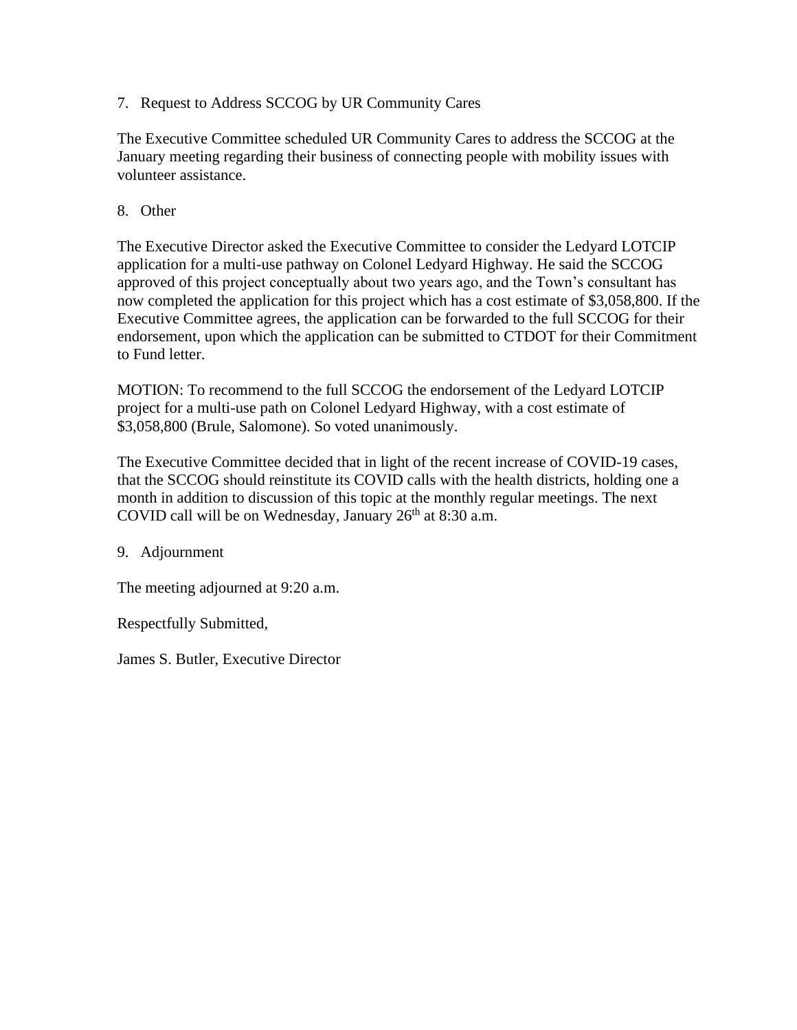7. Request to Address SCCOG by UR Community Cares

The Executive Committee scheduled UR Community Cares to address the SCCOG at the January meeting regarding their business of connecting people with mobility issues with volunteer assistance.

8. Other

The Executive Director asked the Executive Committee to consider the Ledyard LOTCIP application for a multi-use pathway on Colonel Ledyard Highway. He said the SCCOG approved of this project conceptually about two years ago, and the Town's consultant has now completed the application for this project which has a cost estimate of $3,058,800. If the Executive Committee agrees, the application can be forwarded to the full SCCOG for their endorsement, upon which the application can be submitted to CTDOT for their Commitment to Fund letter.

MOTION: To recommend to the full SCCOG the endorsement of the Ledyard LOTCIP project for a multi-use path on Colonel Ledyard Highway, with a cost estimate of $3,058,800 (Brule, Salomone). So voted unanimously.

The Executive Committee decided that in light of the recent increase of COVID-19 cases, that the SCCOG should reinstitute its COVID calls with the health districts, holding one a month in addition to discussion of this topic at the monthly regular meetings. The next COVID call will be on Wednesday, January 26th at 8:30 a.m.

9. Adjournment

The meeting adjourned at 9:20 a.m.

Respectfully Submitted,

James S. Butler, Executive Director